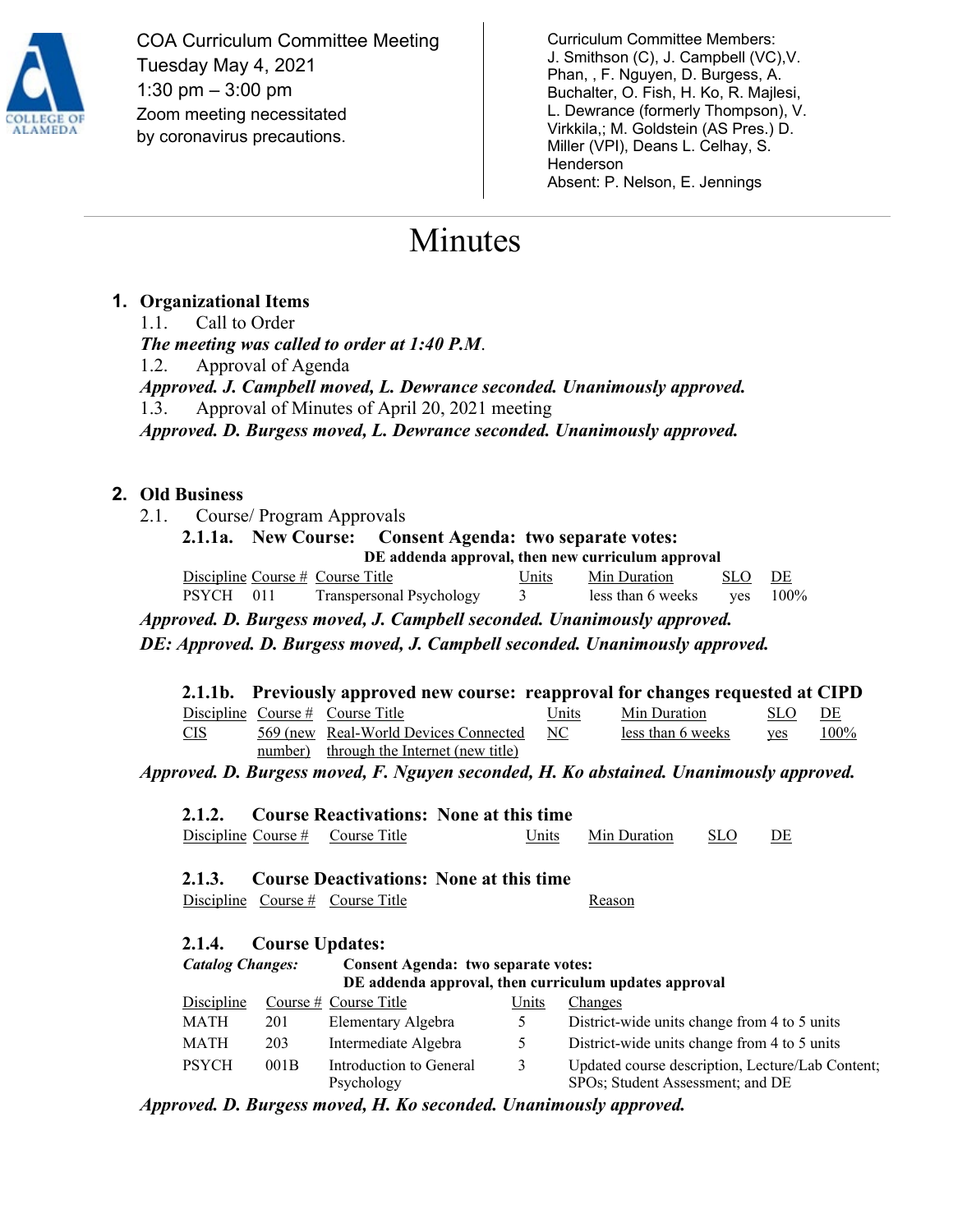COA Curriculum Committee Meeting
Tuesday May 4, 2021
1:30 pm – 3:00 pm
Zoom meeting necessitated by coronavirus precautions.

Curriculum Committee Members:
J. Smithson (C), J. Campbell (VC),V. Phan, , F. Nguyen, D. Burgess, A. Buchalter, O. Fish, H. Ko, R. Majlesi, L. Dewrance (formerly Thompson), V. Virkkila,; M. Goldstein (AS Pres.) D. Miller (VPI), Deans L. Celhay, S. Henderson
Absent: P. Nelson, E. Jennings

# Minutes

## 1. Organizational Items

1.1. Call to Order

***The meeting was called to order at 1:40 P.M.***

1.2. Approval of Agenda

***Approved. J. Campbell moved, L. Dewrance seconded. Unanimously approved.***

1.3. Approval of Minutes of April 20, 2021 meeting

***Approved. D. Burgess moved, L. Dewrance seconded. Unanimously approved.***

## 2. Old Business

2.1. Course/ Program Approvals

### 2.1.1a. New Course: Consent Agenda: two separate votes:

**DE addenda approval, then new curriculum approval**

| Discipline | Course # | Course Title | Units | Min Duration | SLO | DE |
|---|---|---|---|---|---|---|
| PSYCH | 011 | Transpersonal Psychology | 3 | less than 6 weeks | yes | 100% |

***Approved. D. Burgess moved, J. Campbell seconded. Unanimously approved.***

***DE: Approved. D. Burgess moved, J. Campbell seconded. Unanimously approved.***

### 2.1.1b. Previously approved new course: reapproval for changes requested at CIPD

| Discipline | Course # | Course Title | Units | Min Duration | SLO | DE |
|---|---|---|---|---|---|---|
| <u>CIS</u> | <u>569 (new number)</u> | <u>Real-World Devices Connected through the Internet (new title)</u> | <u>NC</u> | <u>less than 6 weeks</u> | <u>yes</u> | <u>100%</u> |

***Approved. D. Burgess moved, F. Nguyen seconded, H. Ko abstained. Unanimously approved.***

### 2.1.2. Course Reactivations: None at this time

| Discipline | Course # | Course Title | Units | Min Duration | SLO | DE |
|---|---|---|---|---|---|---|

### 2.1.3. Course Deactivations: None at this time

| Discipline | Course # | Course Title | Reason |
|---|---|---|---|

### 2.1.4. Course Updates:

***Catalog Changes:*** **Consent Agenda: two separate votes:**
**DE addenda approval, then curriculum updates approval**

| Discipline | Course # | Course Title | Units | Changes |
|---|---|---|---|---|
| MATH | 201 | Elementary Algebra | 5 | District-wide units change from 4 to 5 units |
| MATH | 203 | Intermediate Algebra | 5 | District-wide units change from 4 to 5 units |
| PSYCH | 001B | Introduction to General Psychology | 3 | Updated course description, Lecture/Lab Content; SPOs; Student Assessment; and DE |

***Approved. D. Burgess moved, H. Ko seconded. Unanimously approved.***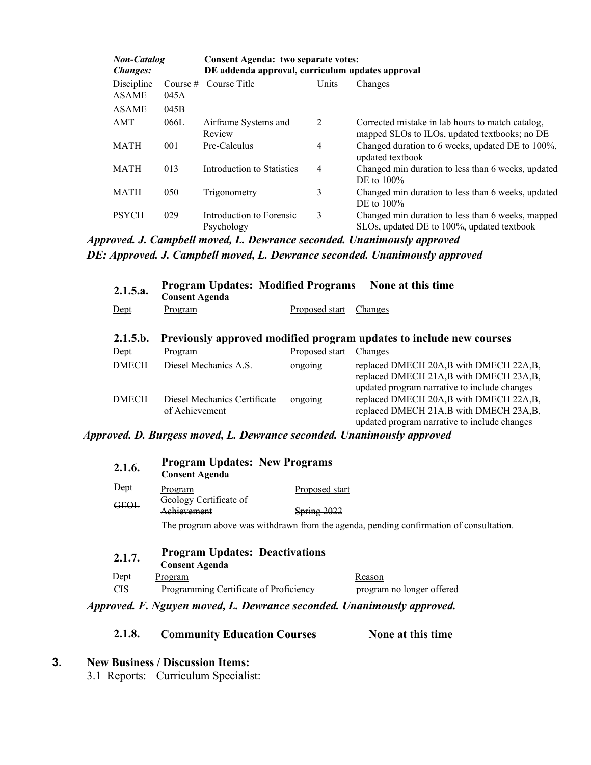| ***Non-Catalog Changes:*** | | **Consent Agenda: two separate votes: DE addenda approval, curriculum updates approval** | | |
|---|---|---|---|---|
| Discipline | Course # | Course Title | Units | Changes |
| ASAME | 045A | | | |
| ASAME | 045B | | | |
| AMT | 066L | Airframe Systems and Review | 2 | Corrected mistake in lab hours to match catalog, mapped SLOs to ILOs, updated textbooks; no DE |
| MATH | 001 | Pre-Calculus | 4 | Changed duration to 6 weeks, updated DE to 100%, updated textbook |
| MATH | 013 | Introduction to Statistics | 4 | Changed min duration to less than 6 weeks, updated DE to 100% |
| MATH | 050 | Trigonometry | 3 | Changed min duration to less than 6 weeks, updated DE to 100% |
| PSYCH | 029 | Introduction to Forensic Psychology | 3 | Changed min duration to less than 6 weeks, mapped SLOs, updated DE to 100%, updated textbook |

***Approved. J. Campbell moved, L. Dewrance seconded. Unanimously approved***

***DE: Approved. J. Campbell moved, L. Dewrance seconded. Unanimously approved***

### 2.1.5.a. Program Updates: Modified Programs — None at this time

**Consent Agenda**

| Dept | Program | Proposed start | Changes |
|---|---|---|---|

### 2.1.5.b. Previously approved modified program updates to include new courses

| Dept | Program | Proposed start | Changes |
|---|---|---|---|
| DMECH | Diesel Mechanics A.S. | ongoing | replaced DMECH 20A,B with DMECH 22A,B, replaced DMECH 21A,B with DMECH 23A,B, updated program narrative to include changes |
| DMECH | Diesel Mechanics Certificate of Achievement | ongoing | replaced DMECH 20A,B with DMECH 22A,B, replaced DMECH 21A,B with DMECH 23A,B, updated program narrative to include changes |

***Approved. D. Burgess moved, L. Dewrance seconded. Unanimously approved***

### 2.1.6. Program Updates: New Programs

**Consent Agenda**

| Dept | Program | Proposed start |
|---|---|---|
| ~~GEOL~~ | ~~Geology Certificate of Achievement~~ | ~~Spring 2022~~ |

The program above was withdrawn from the agenda, pending confirmation of consultation.

### 2.1.7. Program Updates: Deactivations

**Consent Agenda**

| Dept | Program | Reason |
|---|---|---|
| CIS | Programming Certificate of Proficiency | program no longer offered |

***Approved. F. Nguyen moved, L. Dewrance seconded. Unanimously approved.***

### 2.1.8. Community Education Courses — None at this time

## 3. New Business / Discussion Items:

3.1 Reports: Curriculum Specialist: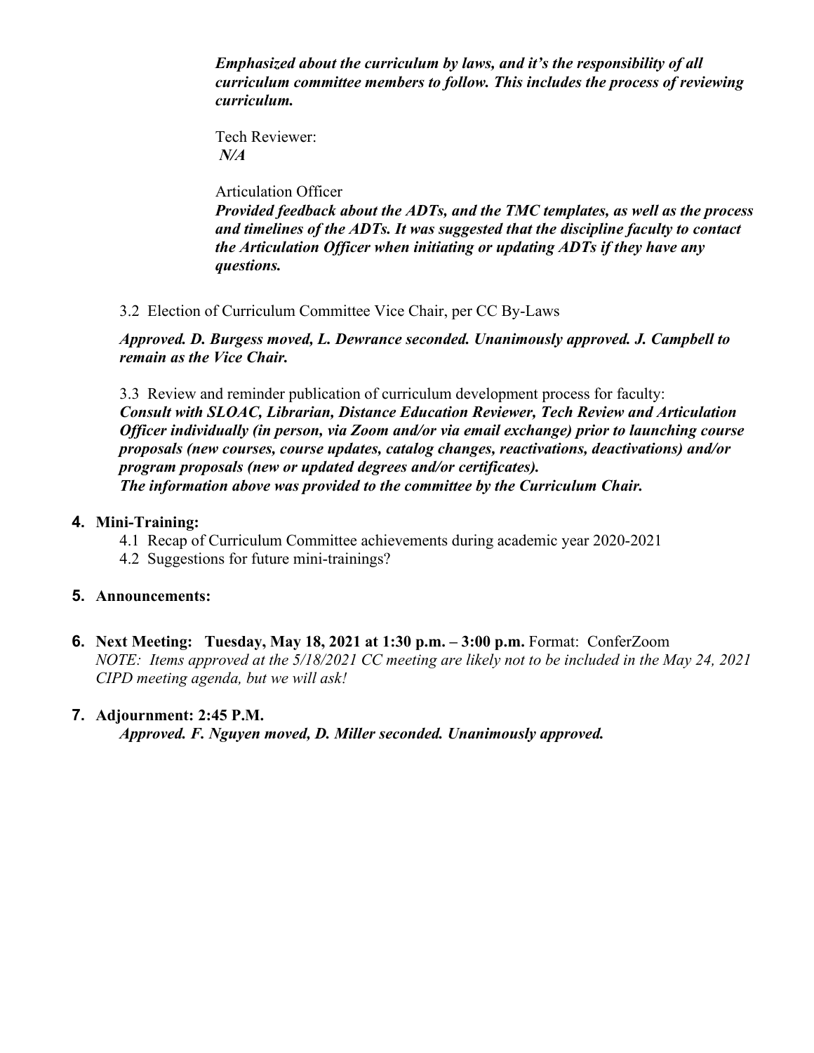***Emphasized about the curriculum by laws, and it's the responsibility of all curriculum committee members to follow. This includes the process of reviewing curriculum.***

Tech Reviewer:
***N/A***

Articulation Officer
***Provided feedback about the ADTs, and the TMC templates, as well as the process and timelines of the ADTs. It was suggested that the discipline faculty to contact the Articulation Officer when initiating or updating ADTs if they have any questions.***

3.2 Election of Curriculum Committee Vice Chair, per CC By-Laws

***Approved. D. Burgess moved, L. Dewrance seconded. Unanimously approved. J. Campbell to remain as the Vice Chair.***

3.3 Review and reminder publication of curriculum development process for faculty:
***Consult with SLOAC, Librarian, Distance Education Reviewer, Tech Review and Articulation Officer individually (in person, via Zoom and/or via email exchange) prior to launching course proposals (new courses, course updates, catalog changes, reactivations, deactivations) and/or program proposals (new or updated degrees and/or certificates).***
***The information above was provided to the committee by the Curriculum Chair.***

**4. Mini-Training:**

4.1 Recap of Curriculum Committee achievements during academic year 2020-2021
4.2 Suggestions for future mini-trainings?

**5. Announcements:**

**6. Next Meeting: Tuesday, May 18, 2021 at 1:30 p.m. – 3:00 p.m.** Format: ConferZoom
*NOTE: Items approved at the 5/18/2021 CC meeting are likely not to be included in the May 24, 2021 CIPD meeting agenda, but we will ask!*

**7. Adjournment: 2:45 P.M.**
***Approved. F. Nguyen moved, D. Miller seconded. Unanimously approved.***